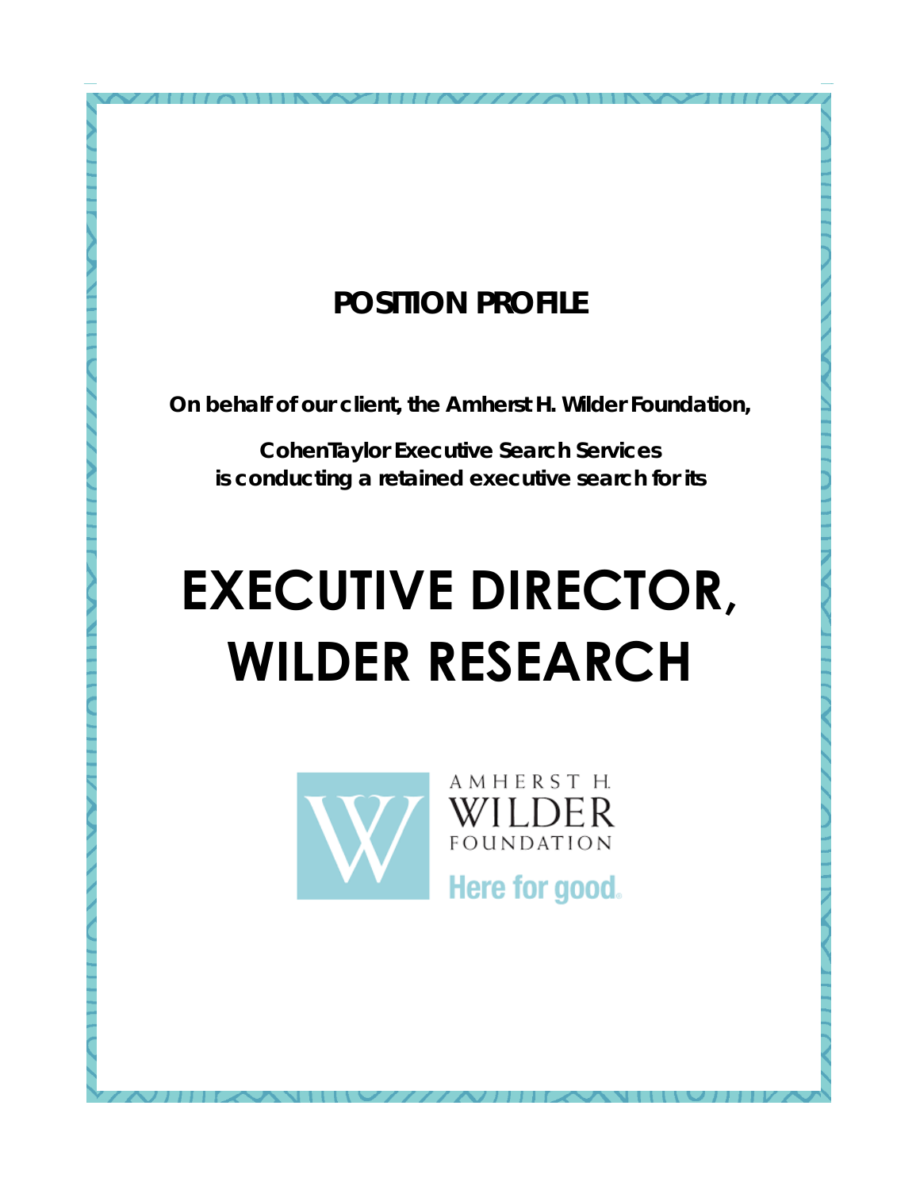**POSITION PROFILE**

**On behalf of our client, the Amherst H. Wilder Foundation,**

**CohenTaylor Executive Search Services**
**is conducting a retained executive search for its**

# EXECUTIVE DIRECTOR, WILDER RESEARCH

AMHERST H.
WILDER
FOUNDATION
Here for good.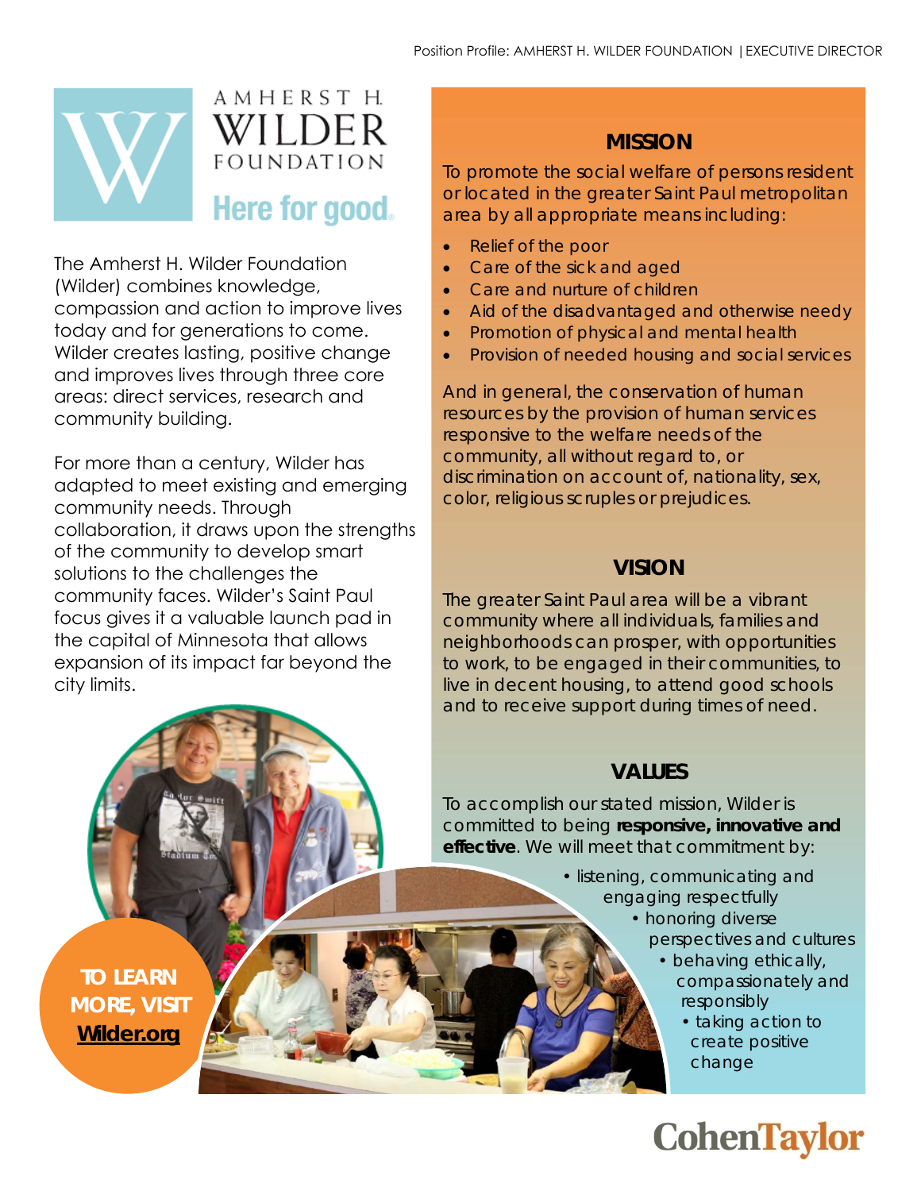The Amherst H. Wilder Foundation (Wilder) combines knowledge, compassion and action to improve lives today and for generations to come. Wilder creates lasting, positive change and improves lives through three core areas: direct services, research and community building.

For more than a century, Wilder has adapted to meet existing and emerging community needs. Through collaboration, it draws upon the strengths of the community to develop smart solutions to the challenges the community faces. Wilder's Saint Paul focus gives it a valuable launch pad in the capital of Minnesota that allows expansion of its impact far beyond the city limits.

**TO LEARN MORE, VISIT Wilder.org**

## MISSION

To promote the social welfare of persons resident or located in the greater Saint Paul metropolitan area by all appropriate means including:

- Relief of the poor
- Care of the sick and aged
- Care and nurture of children
- Aid of the disadvantaged and otherwise needy
- Promotion of physical and mental health
- Provision of needed housing and social services

And in general, the conservation of human resources by the provision of human services responsive to the welfare needs of the community, all without regard to, or discrimination on account of, nationality, sex, color, religious scruples or prejudices.

## VISION

The greater Saint Paul area will be a vibrant community where all individuals, families and neighborhoods can prosper, with opportunities to work, to be engaged in their communities, to live in decent housing, to attend good schools and to receive support during times of need.

## VALUES

To accomplish our stated mission, Wilder is committed to being **responsive, innovative and effective**. We will meet that commitment by:

- listening, communicating and engaging respectfully
- honoring diverse perspectives and cultures
- behaving ethically, compassionately and responsibly
- taking action to create positive change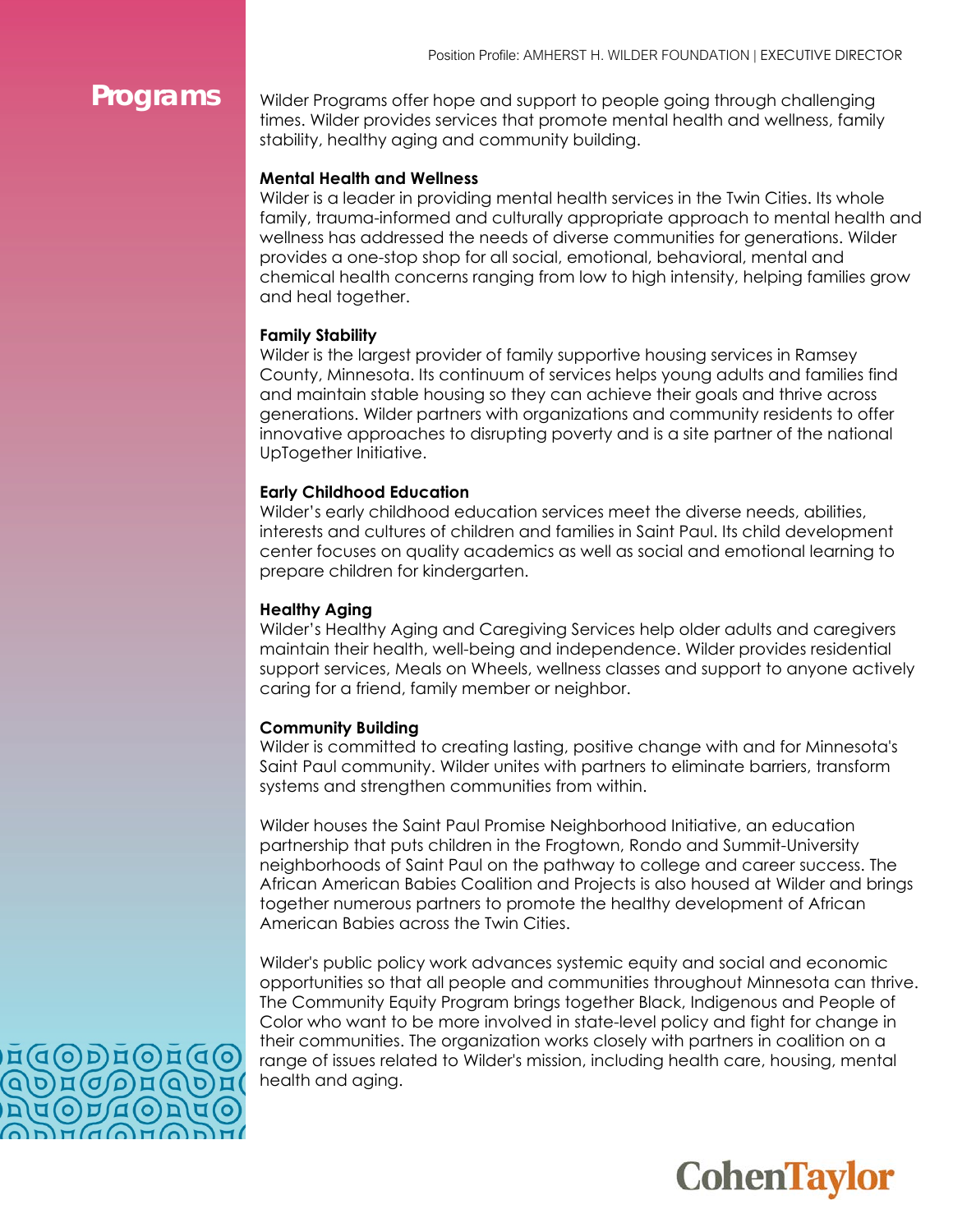# Programs

Wilder Programs offer hope and support to people going through challenging times. Wilder provides services that promote mental health and wellness, family stability, healthy aging and community building.

**Mental Health and Wellness**
Wilder is a leader in providing mental health services in the Twin Cities. Its whole family, trauma-informed and culturally appropriate approach to mental health and wellness has addressed the needs of diverse communities for generations. Wilder provides a one-stop shop for all social, emotional, behavioral, mental and chemical health concerns ranging from low to high intensity, helping families grow and heal together.

**Family Stability**
Wilder is the largest provider of family supportive housing services in Ramsey County, Minnesota. Its continuum of services helps young adults and families find and maintain stable housing so they can achieve their goals and thrive across generations. Wilder partners with organizations and community residents to offer innovative approaches to disrupting poverty and is a site partner of the national UpTogether Initiative.

**Early Childhood Education**
Wilder's early childhood education services meet the diverse needs, abilities, interests and cultures of children and families in Saint Paul. Its child development center focuses on quality academics as well as social and emotional learning to prepare children for kindergarten.

**Healthy Aging**
Wilder's Healthy Aging and Caregiving Services help older adults and caregivers maintain their health, well-being and independence. Wilder provides residential support services, Meals on Wheels, wellness classes and support to anyone actively caring for a friend, family member or neighbor.

**Community Building**
Wilder is committed to creating lasting, positive change with and for Minnesota's Saint Paul community. Wilder unites with partners to eliminate barriers, transform systems and strengthen communities from within.

Wilder houses the Saint Paul Promise Neighborhood Initiative, an education partnership that puts children in the Frogtown, Rondo and Summit-University neighborhoods of Saint Paul on the pathway to college and career success. The African American Babies Coalition and Projects is also housed at Wilder and brings together numerous partners to promote the healthy development of African American Babies across the Twin Cities.

Wilder's public policy work advances systemic equity and social and economic opportunities so that all people and communities throughout Minnesota can thrive. The Community Equity Program brings together Black, Indigenous and People of Color who want to be more involved in state-level policy and fight for change in their communities. The organization works closely with partners in coalition on a range of issues related to Wilder's mission, including health care, housing, mental health and aging.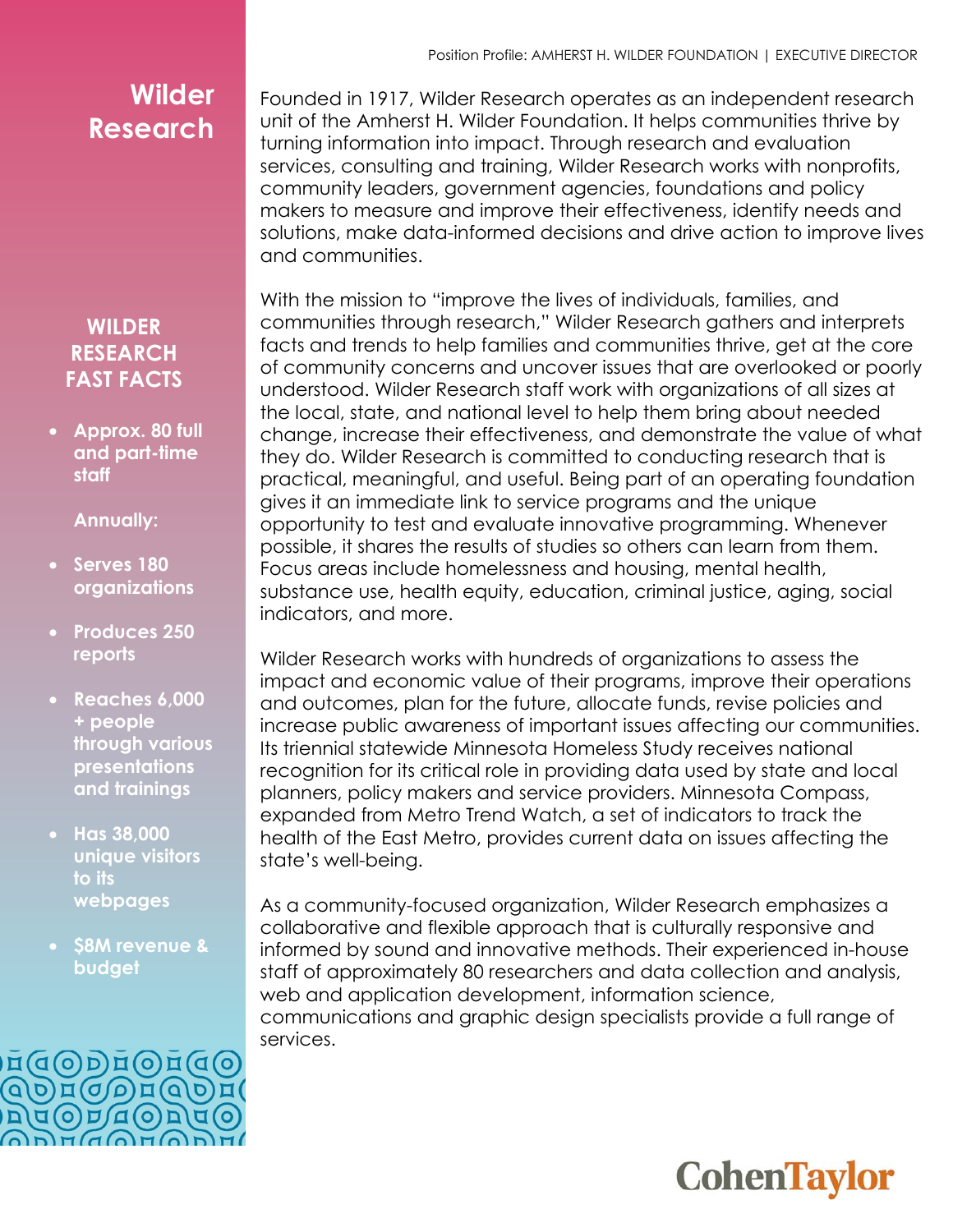# Wilder Research

Founded in 1917, Wilder Research operates as an independent research unit of the Amherst H. Wilder Foundation. It helps communities thrive by turning information into impact. Through research and evaluation services, consulting and training, Wilder Research works with nonprofits, community leaders, government agencies, foundations and policy makers to measure and improve their effectiveness, identify needs and solutions, make data-informed decisions and drive action to improve lives and communities.

With the mission to "improve the lives of individuals, families, and communities through research," Wilder Research gathers and interprets facts and trends to help families and communities thrive, get at the core of community concerns and uncover issues that are overlooked or poorly understood. Wilder Research staff work with organizations of all sizes at the local, state, and national level to help them bring about needed change, increase their effectiveness, and demonstrate the value of what they do. Wilder Research is committed to conducting research that is practical, meaningful, and useful. Being part of an operating foundation gives it an immediate link to service programs and the unique opportunity to test and evaluate innovative programming. Whenever possible, it shares the results of studies so others can learn from them. Focus areas include homelessness and housing, mental health, substance use, health equity, education, criminal justice, aging, social indicators, and more.

Wilder Research works with hundreds of organizations to assess the impact and economic value of their programs, improve their operations and outcomes, plan for the future, allocate funds, revise policies and increase public awareness of important issues affecting our communities. Its triennial statewide Minnesota Homeless Study receives national recognition for its critical role in providing data used by state and local planners, policy makers and service providers. Minnesota Compass, expanded from Metro Trend Watch, a set of indicators to track the health of the East Metro, provides current data on issues affecting the state's well-being.

As a community-focused organization, Wilder Research emphasizes a collaborative and flexible approach that is culturally responsive and informed by sound and innovative methods. Their experienced in-house staff of approximately 80 researchers and data collection and analysis, web and application development, information science, communications and graphic design specialists provide a full range of services.

## WILDER RESEARCH FAST FACTS

- **Approx. 80 full and part-time staff**

**Annually:**

- **Serves 180 organizations**
- **Produces 250 reports**
- **Reaches 6,000 + people through various presentations and trainings**
- **Has 38,000 unique visitors to its webpages**
- **$8M revenue & budget**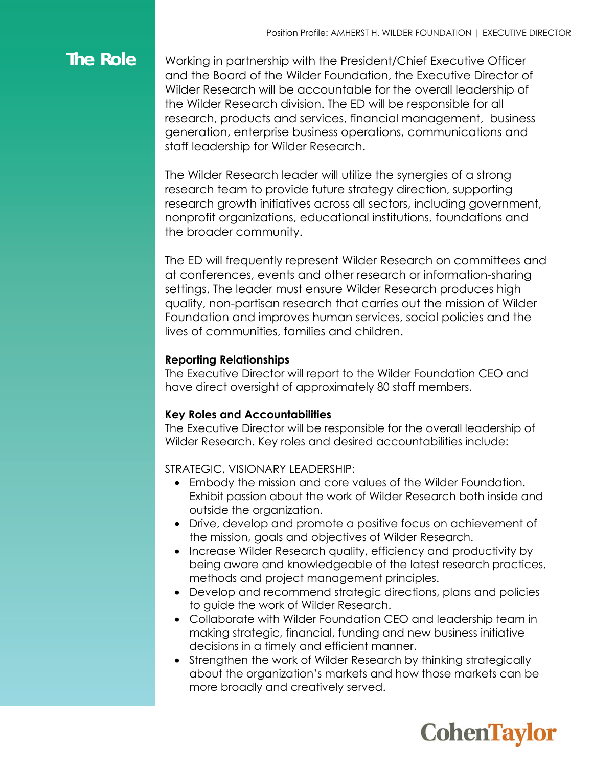## The Role

Working in partnership with the President/Chief Executive Officer and the Board of the Wilder Foundation, the Executive Director of Wilder Research will be accountable for the overall leadership of the Wilder Research division. The ED will be responsible for all research, products and services, financial management, business generation, enterprise business operations, communications and staff leadership for Wilder Research.

The Wilder Research leader will utilize the synergies of a strong research team to provide future strategy direction, supporting research growth initiatives across all sectors, including government, nonprofit organizations, educational institutions, foundations and the broader community.

The ED will frequently represent Wilder Research on committees and at conferences, events and other research or information-sharing settings. The leader must ensure Wilder Research produces high quality, non-partisan research that carries out the mission of Wilder Foundation and improves human services, social policies and the lives of communities, families and children.

**Reporting Relationships**
The Executive Director will report to the Wilder Foundation CEO and have direct oversight of approximately 80 staff members.

**Key Roles and Accountabilities**
The Executive Director will be responsible for the overall leadership of Wilder Research. Key roles and desired accountabilities include:

STRATEGIC, VISIONARY LEADERSHIP:

- Embody the mission and core values of the Wilder Foundation. Exhibit passion about the work of Wilder Research both inside and outside the organization.
- Drive, develop and promote a positive focus on achievement of the mission, goals and objectives of Wilder Research.
- Increase Wilder Research quality, efficiency and productivity by being aware and knowledgeable of the latest research practices, methods and project management principles.
- Develop and recommend strategic directions, plans and policies to guide the work of Wilder Research.
- Collaborate with Wilder Foundation CEO and leadership team in making strategic, financial, funding and new business initiative decisions in a timely and efficient manner.
- Strengthen the work of Wilder Research by thinking strategically about the organization's markets and how those markets can be more broadly and creatively served.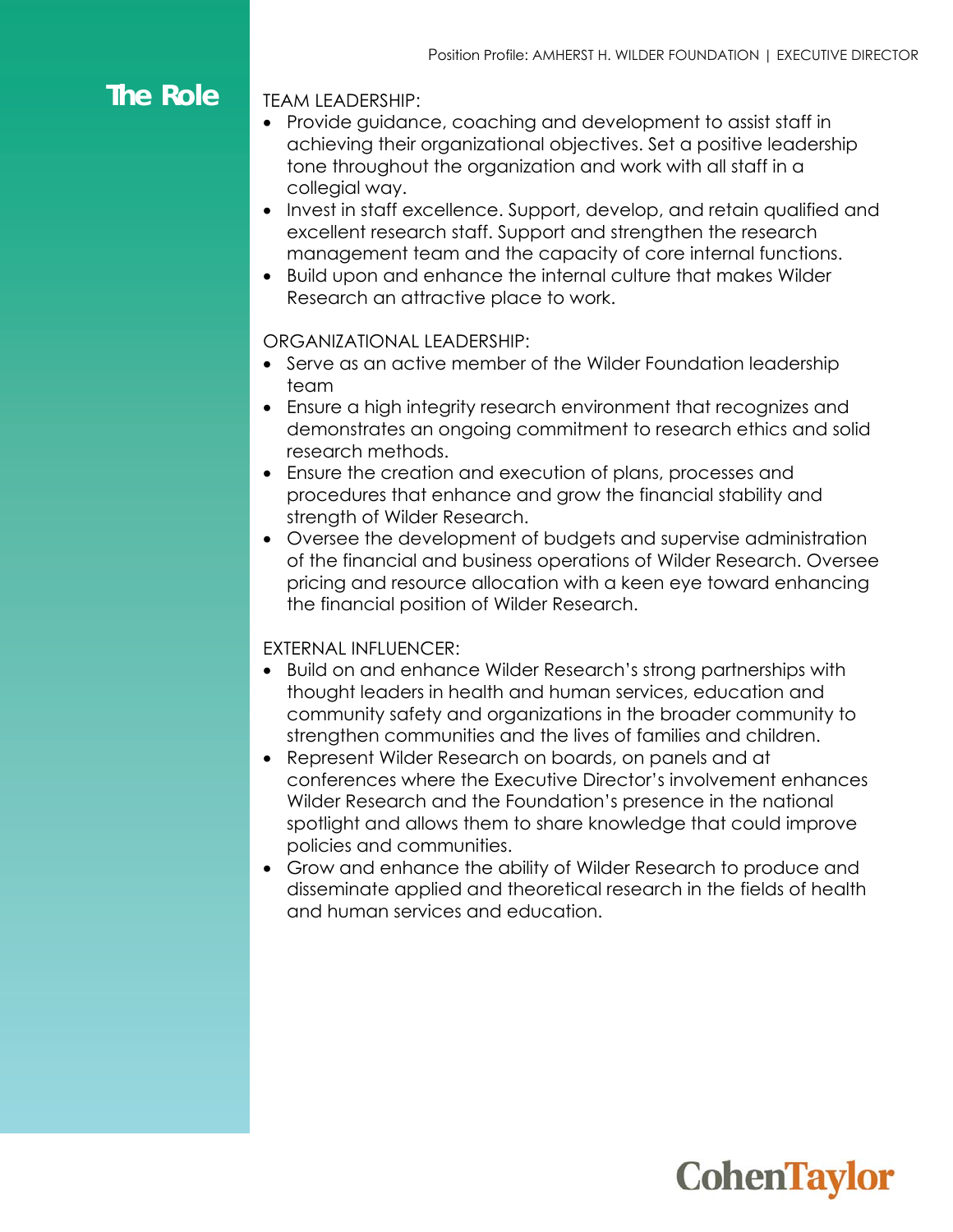# The Role

TEAM LEADERSHIP:

- Provide guidance, coaching and development to assist staff in achieving their organizational objectives. Set a positive leadership tone throughout the organization and work with all staff in a collegial way.
- Invest in staff excellence. Support, develop, and retain qualified and excellent research staff. Support and strengthen the research management team and the capacity of core internal functions.
- Build upon and enhance the internal culture that makes Wilder Research an attractive place to work.

ORGANIZATIONAL LEADERSHIP:

- Serve as an active member of the Wilder Foundation leadership team
- Ensure a high integrity research environment that recognizes and demonstrates an ongoing commitment to research ethics and solid research methods.
- Ensure the creation and execution of plans, processes and procedures that enhance and grow the financial stability and strength of Wilder Research.
- Oversee the development of budgets and supervise administration of the financial and business operations of Wilder Research. Oversee pricing and resource allocation with a keen eye toward enhancing the financial position of Wilder Research.

EXTERNAL INFLUENCER:

- Build on and enhance Wilder Research's strong partnerships with thought leaders in health and human services, education and community safety and organizations in the broader community to strengthen communities and the lives of families and children.
- Represent Wilder Research on boards, on panels and at conferences where the Executive Director's involvement enhances Wilder Research and the Foundation's presence in the national spotlight and allows them to share knowledge that could improve policies and communities.
- Grow and enhance the ability of Wilder Research to produce and disseminate applied and theoretical research in the fields of health and human services and education.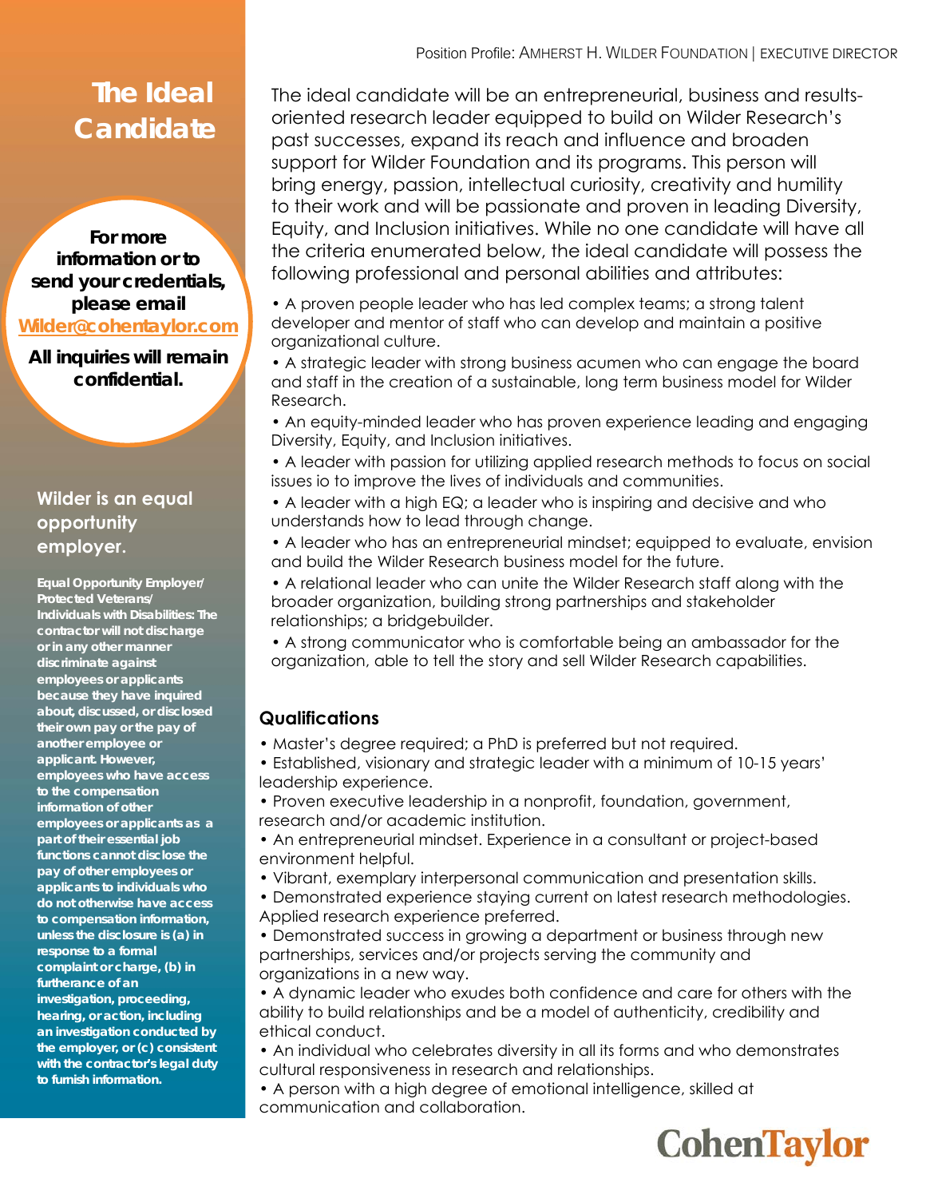# The Ideal Candidate

**For more information or to send your credentials, please email [Wilder@cohentaylor.com](mailto:Wilder@cohentaylor.com)**

**All inquiries will remain confidential.**

**Wilder is an equal opportunity employer.**

**Equal Opportunity Employer/ Protected Veterans/ Individuals with Disabilities: The contractor will not discharge or in any other manner discriminate against employees or applicants because they have inquired about, discussed, or disclosed their own pay or the pay of another employee or applicant. However, employees who have access to the compensation information of other employees or applicants as a part of their essential job functions cannot disclose the pay of other employees or applicants to individuals who do not otherwise have access to compensation information, unless the disclosure is (a) in response to a formal complaint or charge, (b) in furtherance of an investigation, proceeding, hearing, or action, including an investigation conducted by the employer, or (c) consistent with the contractor's legal duty to furnish information.**

The ideal candidate will be an entrepreneurial, business and results-oriented research leader equipped to build on Wilder Research's past successes, expand its reach and influence and broaden support for Wilder Foundation and its programs. This person will bring energy, passion, intellectual curiosity, creativity and humility to their work and will be passionate and proven in leading Diversity, Equity, and Inclusion initiatives. While no one candidate will have all the criteria enumerated below, the ideal candidate will possess the following professional and personal abilities and attributes:

- A proven people leader who has led complex teams; a strong talent developer and mentor of staff who can develop and maintain a positive organizational culture.
- A strategic leader with strong business acumen who can engage the board and staff in the creation of a sustainable, long term business model for Wilder Research.
- An equity-minded leader who has proven experience leading and engaging Diversity, Equity, and Inclusion initiatives.
- A leader with passion for utilizing applied research methods to focus on social issues io to improve the lives of individuals and communities.
- A leader with a high EQ; a leader who is inspiring and decisive and who understands how to lead through change.
- A leader who has an entrepreneurial mindset; equipped to evaluate, envision and build the Wilder Research business model for the future.
- A relational leader who can unite the Wilder Research staff along with the broader organization, building strong partnerships and stakeholder relationships; a bridgebuilder.
- A strong communicator who is comfortable being an ambassador for the organization, able to tell the story and sell Wilder Research capabilities.

## Qualifications

- Master's degree required; a PhD is preferred but not required.
- Established, visionary and strategic leader with a minimum of 10-15 years' leadership experience.
- Proven executive leadership in a nonprofit, foundation, government, research and/or academic institution.
- An entrepreneurial mindset. Experience in a consultant or project-based environment helpful.
- Vibrant, exemplary interpersonal communication and presentation skills.
- Demonstrated experience staying current on latest research methodologies. Applied research experience preferred.
- Demonstrated success in growing a department or business through new partnerships, services and/or projects serving the community and organizations in a new way.
- A dynamic leader who exudes both confidence and care for others with the ability to build relationships and be a model of authenticity, credibility and ethical conduct.
- An individual who celebrates diversity in all its forms and who demonstrates cultural responsiveness in research and relationships.
- A person with a high degree of emotional intelligence, skilled at communication and collaboration.

CohenTaylor